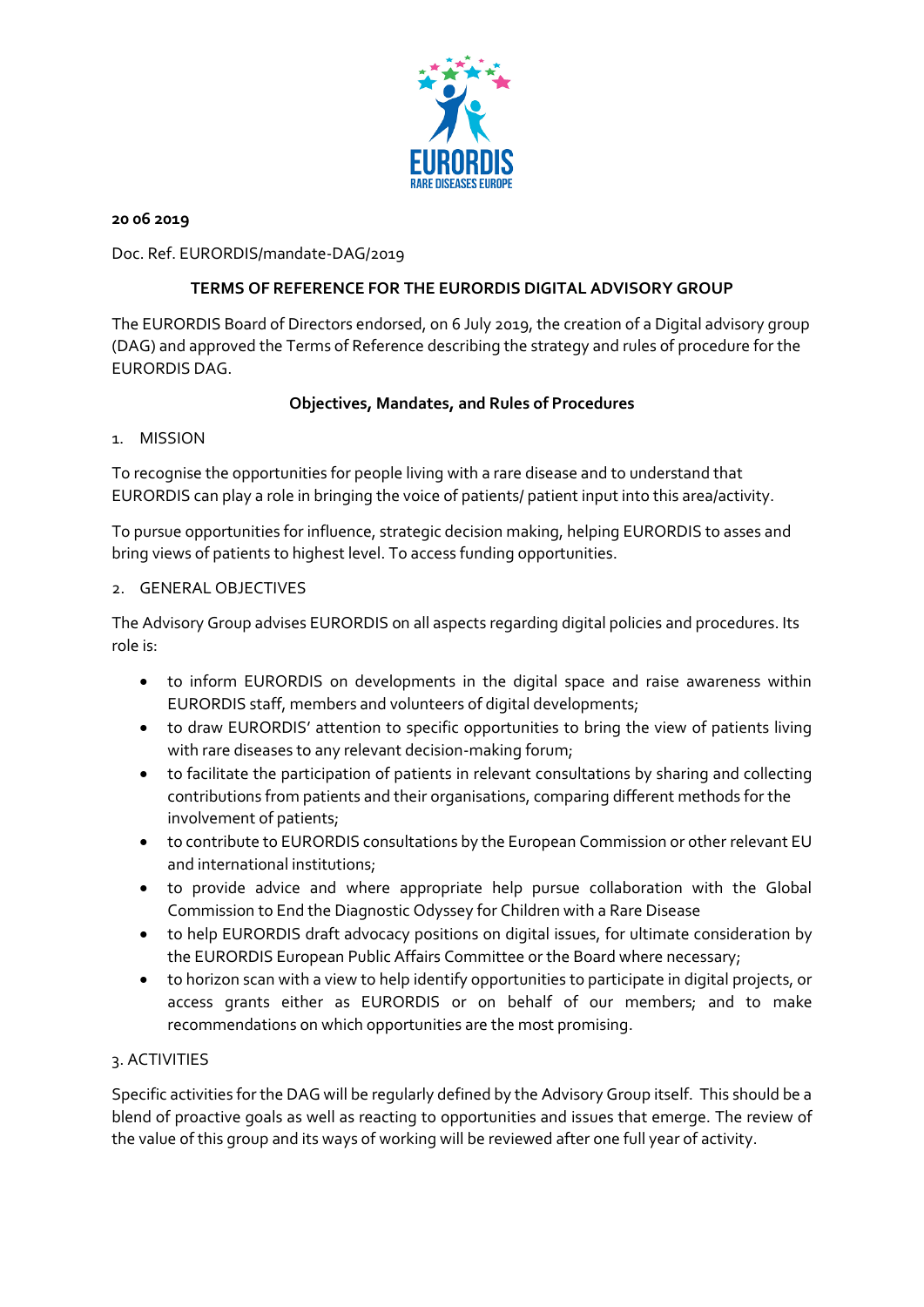**20 06 2019**

Doc. Ref. EURORDIS/mandate-DAG/2019

## TERMS OF REFERENCE FOR THE EURORDIS DIGITAL ADVISORY GROUP

The EURORDIS Board of Directors endorsed, on 6 July 2019, the creation of a Digital advisory group (DAG) and approved the Terms of Reference describing the strategy and rules of procedure for the EURORDIS DAG.

### Objectives, Mandates, and Rules of Procedures

1. MISSION

To recognise the opportunities for people living with a rare disease and to understand that EURORDIS can play a role in bringing the voice of patients/ patient input into this area/activity.

To pursue opportunities for influence, strategic decision making, helping EURORDIS to asses and bring views of patients to highest level. To access funding opportunities.

2. GENERAL OBJECTIVES

The Advisory Group advises EURORDIS on all aspects regarding digital policies and procedures. Its role is:

- to inform EURORDIS on developments in the digital space and raise awareness within EURORDIS staff, members and volunteers of digital developments;
- to draw EURORDIS' attention to specific opportunities to bring the view of patients living with rare diseases to any relevant decision-making forum;
- to facilitate the participation of patients in relevant consultations by sharing and collecting contributions from patients and their organisations, comparing different methods for the involvement of patients;
- to contribute to EURORDIS consultations by the European Commission or other relevant EU and international institutions;
- to provide advice and where appropriate help pursue collaboration with the Global Commission to End the Diagnostic Odyssey for Children with a Rare Disease
- to help EURORDIS draft advocacy positions on digital issues, for ultimate consideration by the EURORDIS European Public Affairs Committee or the Board where necessary;
- to horizon scan with a view to help identify opportunities to participate in digital projects, or access grants either as EURORDIS or on behalf of our members; and to make recommendations on which opportunities are the most promising.

3. ACTIVITIES

Specific activities for the DAG will be regularly defined by the Advisory Group itself. This should be a blend of proactive goals as well as reacting to opportunities and issues that emerge. The review of the value of this group and its ways of working will be reviewed after one full year of activity.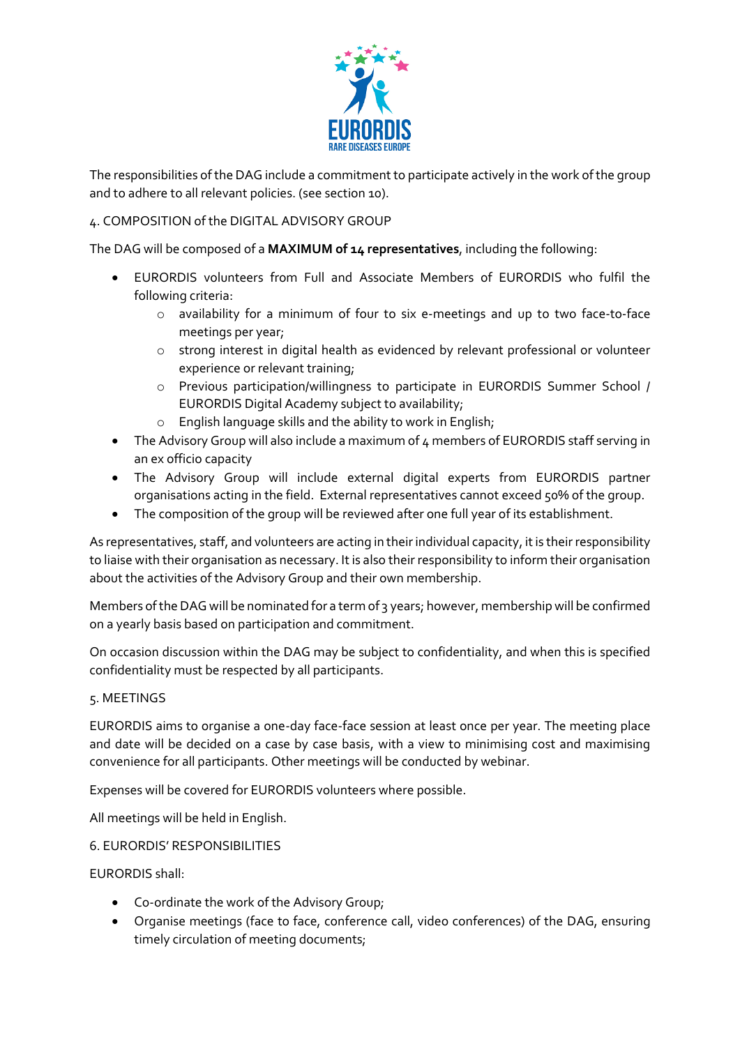The responsibilities of the DAG include a commitment to participate actively in the work of the group and to adhere to all relevant policies. (see section 10).

## 4. COMPOSITION of the DIGITAL ADVISORY GROUP

The DAG will be composed of a **MAXIMUM of 14 representatives**, including the following:

- EURORDIS volunteers from Full and Associate Members of EURORDIS who fulfil the following criteria:
  - availability for a minimum of four to six e-meetings and up to two face-to-face meetings per year;
  - strong interest in digital health as evidenced by relevant professional or volunteer experience or relevant training;
  - Previous participation/willingness to participate in EURORDIS Summer School / EURORDIS Digital Academy subject to availability;
  - English language skills and the ability to work in English;
- The Advisory Group will also include a maximum of 4 members of EURORDIS staff serving in an ex officio capacity
- The Advisory Group will include external digital experts from EURORDIS partner organisations acting in the field. External representatives cannot exceed 50% of the group.
- The composition of the group will be reviewed after one full year of its establishment.

As representatives, staff, and volunteers are acting in their individual capacity, it is their responsibility to liaise with their organisation as necessary. It is also their responsibility to inform their organisation about the activities of the Advisory Group and their own membership.

Members of the DAG will be nominated for a term of 3 years; however, membership will be confirmed on a yearly basis based on participation and commitment.

On occasion discussion within the DAG may be subject to confidentiality, and when this is specified confidentiality must be respected by all participants.

## 5. MEETINGS

EURORDIS aims to organise a one-day face-face session at least once per year. The meeting place and date will be decided on a case by case basis, with a view to minimising cost and maximising convenience for all participants. Other meetings will be conducted by webinar.

Expenses will be covered for EURORDIS volunteers where possible.

All meetings will be held in English.

## 6. EURORDIS' RESPONSIBILITIES

EURORDIS shall:

- Co-ordinate the work of the Advisory Group;
- Organise meetings (face to face, conference call, video conferences) of the DAG, ensuring timely circulation of meeting documents;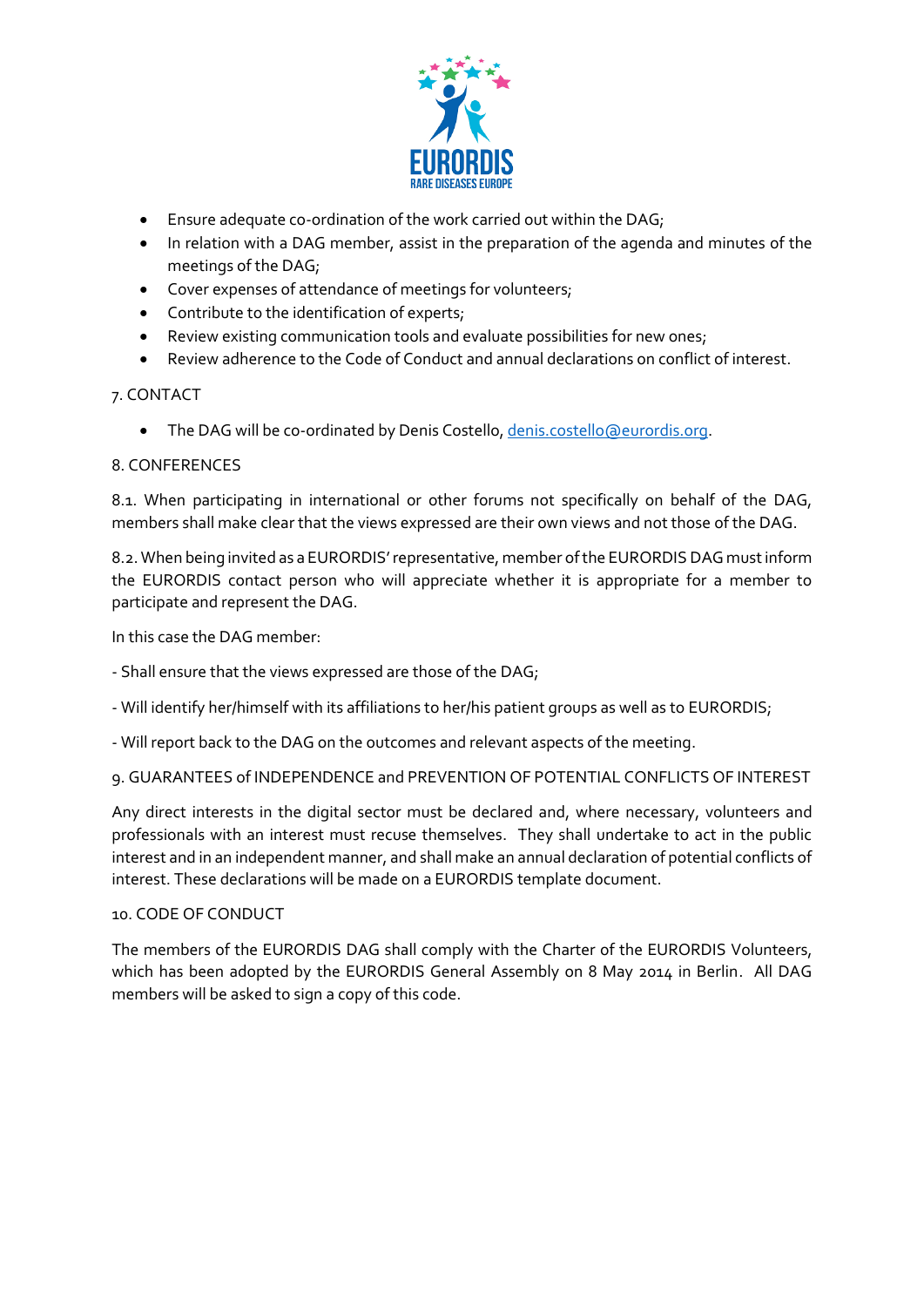- Ensure adequate co-ordination of the work carried out within the DAG;
- In relation with a DAG member, assist in the preparation of the agenda and minutes of the meetings of the DAG;
- Cover expenses of attendance of meetings for volunteers;
- Contribute to the identification of experts;
- Review existing communication tools and evaluate possibilities for new ones;
- Review adherence to the Code of Conduct and annual declarations on conflict of interest.

## 7. CONTACT

- The DAG will be co-ordinated by Denis Costello, denis.costello@eurordis.org.

## 8. CONFERENCES

8.1. When participating in international or other forums not specifically on behalf of the DAG, members shall make clear that the views expressed are their own views and not those of the DAG.

8.2. When being invited as a EURORDIS' representative, member of the EURORDIS DAG must inform the EURORDIS contact person who will appreciate whether it is appropriate for a member to participate and represent the DAG.

In this case the DAG member:

- Shall ensure that the views expressed are those of the DAG;

- Will identify her/himself with its affiliations to her/his patient groups as well as to EURORDIS;

- Will report back to the DAG on the outcomes and relevant aspects of the meeting.

## 9. GUARANTEES of INDEPENDENCE and PREVENTION OF POTENTIAL CONFLICTS OF INTEREST

Any direct interests in the digital sector must be declared and, where necessary, volunteers and professionals with an interest must recuse themselves. They shall undertake to act in the public interest and in an independent manner, and shall make an annual declaration of potential conflicts of interest. These declarations will be made on a EURORDIS template document.

## 10. CODE OF CONDUCT

The members of the EURORDIS DAG shall comply with the Charter of the EURORDIS Volunteers, which has been adopted by the EURORDIS General Assembly on 8 May 2014 in Berlin. All DAG members will be asked to sign a copy of this code.